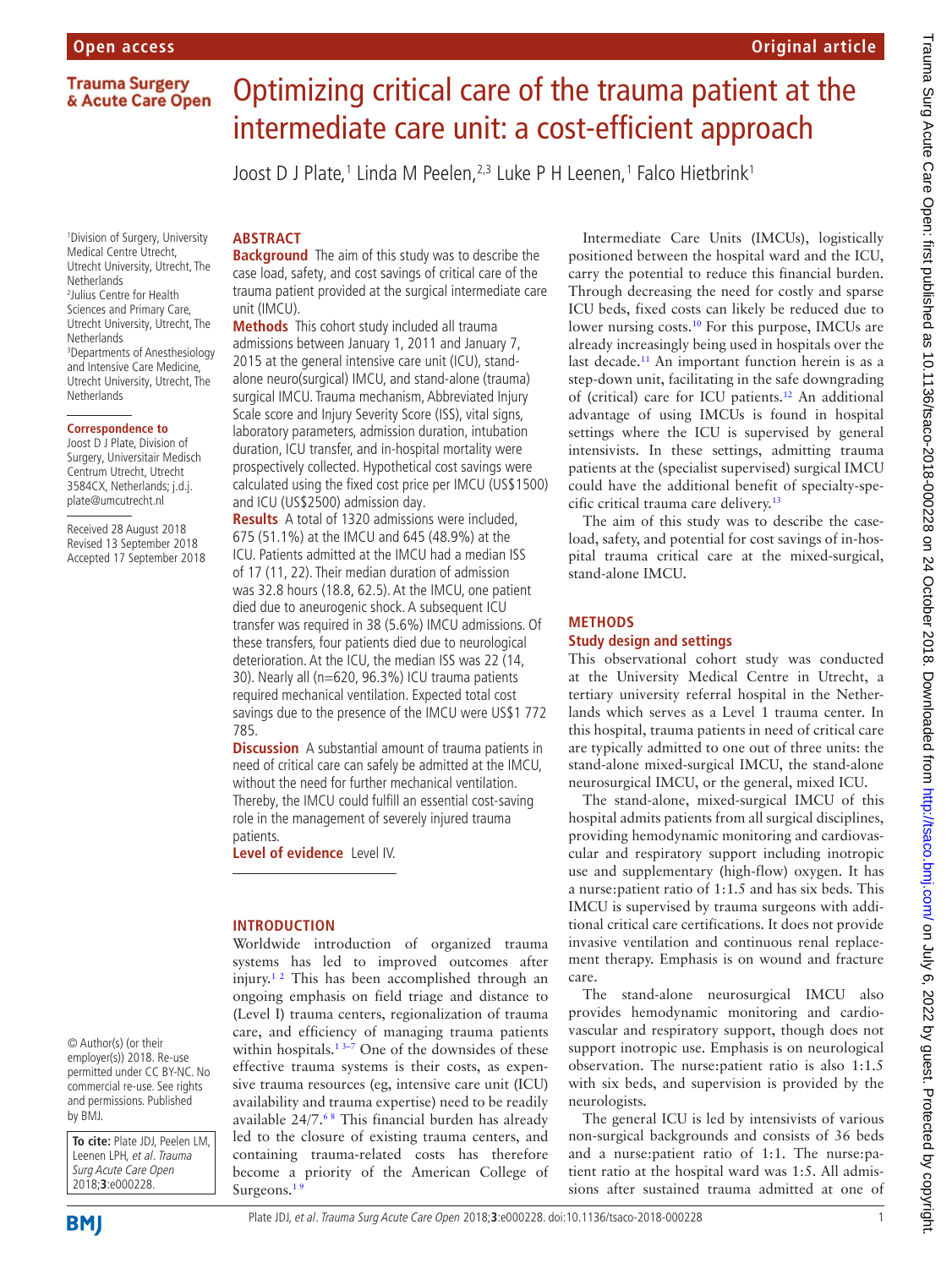# Optimizing critical care of the trauma patient at the intermediate care unit: a cost-efficient approach

Joost D J Plate,[1] Linda M Peelen,[2,3] Luke P H Leenen,[1] Falco Hietbrink[1]

[1]Division of Surgery, University Medical Centre Utrecht, Utrecht University, Utrecht, The Netherlands
[2]Julius Centre for Health Sciences and Primary Care, Utrecht University, Utrecht, The Netherlands
[3]Departments of Anesthesiology and Intensive Care Medicine, Utrecht University, Utrecht, The Netherlands

**Correspondence to**
Joost D J Plate, Division of Surgery, Universitair Medisch Centrum Utrecht, Utrecht 3584CX, Netherlands; j.d.j.plate@umcutrecht.nl

Received 28 August 2018
Revised 13 September 2018
Accepted 17 September 2018

## ABSTRACT

**Background** The aim of this study was to describe the case load, safety, and cost savings of critical care of the trauma patient provided at the surgical intermediate care unit (IMCU).

**Methods** This cohort study included all trauma admissions between January 1, 2011 and January 7, 2015 at the general intensive care unit (ICU), stand-alone neuro(surgical) IMCU, and stand-alone (trauma) surgical IMCU. Trauma mechanism, Abbreviated Injury Scale score and Injury Severity Score (ISS), vital signs, laboratory parameters, admission duration, intubation duration, ICU transfer, and in-hospital mortality were prospectively collected. Hypothetical cost savings were calculated using the fixed cost price per IMCU (US$1500) and ICU (US$2500) admission day.

**Results** A total of 1320 admissions were included, 675 (51.1%) at the IMCU and 645 (48.9%) at the ICU. Patients admitted at the IMCU had a median ISS of 17 (11, 22). Their median duration of admission was 32.8 hours (18.8, 62.5). At the IMCU, one patient died due to aneurogenic shock. A subsequent ICU transfer was required in 38 (5.6%) IMCU admissions. Of these transfers, four patients died due to neurological deterioration. At the ICU, the median ISS was 22 (14, 30). Nearly all (n=620, 96.3%) ICU trauma patients required mechanical ventilation. Expected total cost savings due to the presence of the IMCU were US$1 772 785.

**Discussion** A substantial amount of trauma patients in need of critical care can safely be admitted at the IMCU, without the need for further mechanical ventilation. Thereby, the IMCU could fulfill an essential cost-saving role in the management of severely injured trauma patients.

**Level of evidence** Level IV.

## INTRODUCTION

Worldwide introduction of organized trauma systems has led to improved outcomes after injury.[1 2] This has been accomplished through an ongoing emphasis on field triage and distance to (Level I) trauma centers, regionalization of trauma care, and efficiency of managing trauma patients within hospitals.[1 3–7] One of the downsides of these effective trauma systems is their costs, as expensive trauma resources (eg, intensive care unit (ICU) availability and trauma expertise) need to be readily available 24/7.[6 8] This financial burden has already led to the closure of existing trauma centers, and containing trauma-related costs has therefore become a priority of the American College of Surgeons.[1 9]

Intermediate Care Units (IMCUs), logistically positioned between the hospital ward and the ICU, carry the potential to reduce this financial burden. Through decreasing the need for costly and sparse ICU beds, fixed costs can likely be reduced due to lower nursing costs.[10] For this purpose, IMCUs are already increasingly being used in hospitals over the last decade.[11] An important function herein is as a step-down unit, facilitating in the safe downgrading of (critical) care for ICU patients.[12] An additional advantage of using IMCUs is found in hospital settings where the ICU is supervised by general intensivists. In these settings, admitting trauma patients at the (specialist supervised) surgical IMCU could have the additional benefit of specialty-specific critical trauma care delivery.[13]

The aim of this study was to describe the caseload, safety, and potential for cost savings of in-hospital trauma critical care at the mixed-surgical, stand-alone IMCU.

## METHODS

### Study design and settings

This observational cohort study was conducted at the University Medical Centre in Utrecht, a tertiary university referral hospital in the Netherlands which serves as a Level 1 trauma center. In this hospital, trauma patients in need of critical care are typically admitted to one out of three units: the stand-alone mixed-surgical IMCU, the stand-alone neurosurgical IMCU, or the general, mixed ICU.

The stand-alone, mixed-surgical IMCU of this hospital admits patients from all surgical disciplines, providing hemodynamic monitoring and cardiovascular and respiratory support including inotropic use and supplementary (high-flow) oxygen. It has a nurse:patient ratio of 1:1.5 and has six beds. This IMCU is supervised by trauma surgeons with additional critical care certifications. It does not provide invasive ventilation and continuous renal replacement therapy. Emphasis is on wound and fracture care.

The stand-alone neurosurgical IMCU also provides hemodynamic monitoring and cardiovascular and respiratory support, though does not support inotropic use. Emphasis is on neurological observation. The nurse:patient ratio is also 1:1.5 with six beds, and supervision is provided by the neurologists.

The general ICU is led by intensivists of various non-surgical backgrounds and consists of 36 beds and a nurse:patient ratio of 1:1. The nurse:patient ratio at the hospital ward was 1:5. All admissions after sustained trauma admitted at one of

© Author(s) (or their employer(s)) 2018. Re-use permitted under CC BY-NC. No commercial re-use. See rights and permissions. Published by BMJ.

**To cite:** Plate JDJ, Peelen LM, Leenen LPH, *et al*. *Trauma Surg Acute Care Open* 2018;**3**:e000228.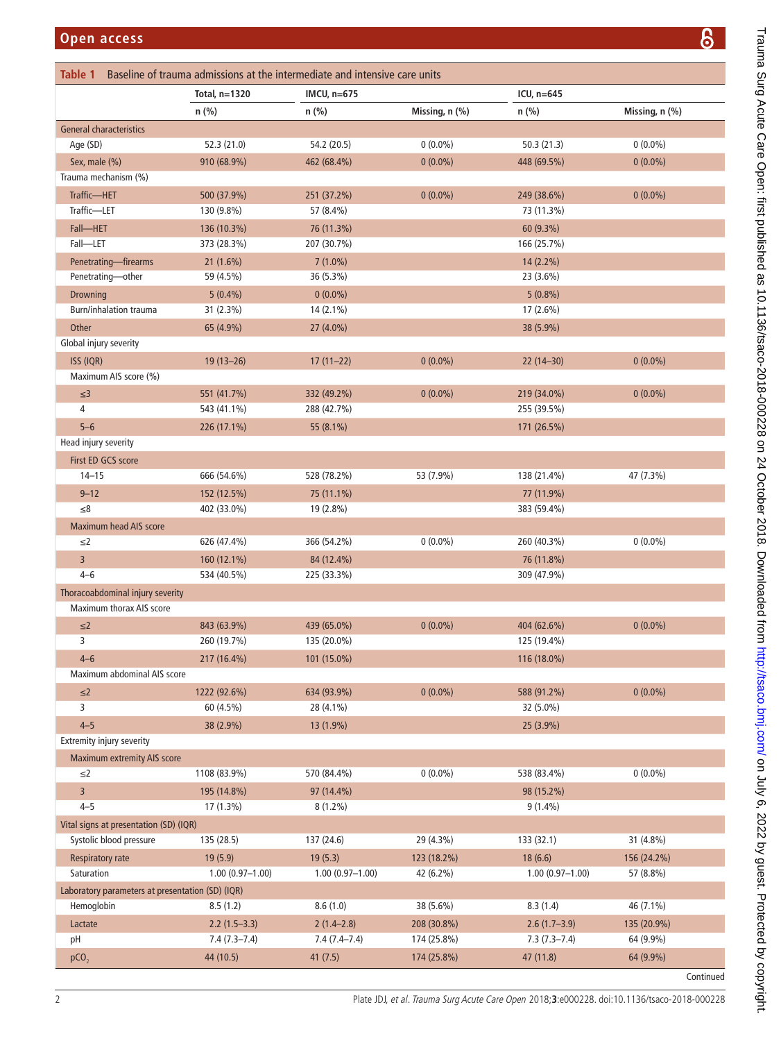**Table 1** Baseline of trauma admissions at the intermediate and intensive care units

| | Total, n=1320 | IMCU, n=675 | | ICU, n=645 | |
|---|---|---|---|---|---|
| | n (%) | n (%) | Missing, n (%) | n (%) | Missing, n (%) |
| General characteristics | | | | | |
| Age (SD) | 52.3 (21.0) | 54.2 (20.5) | 0 (0.0%) | 50.3 (21.3) | 0 (0.0%) |
| Sex, male (%) | 910 (68.9%) | 462 (68.4%) | 0 (0.0%) | 448 (69.5%) | 0 (0.0%) |
| Trauma mechanism (%) | | | | | |
| Traffic—HET | 500 (37.9%) | 251 (37.2%) | 0 (0.0%) | 249 (38.6%) | 0 (0.0%) |
| Traffic—LET | 130 (9.8%) | 57 (8.4%) | | 73 (11.3%) | |
| Fall—HET | 136 (10.3%) | 76 (11.3%) | | 60 (9.3%) | |
| Fall—LET | 373 (28.3%) | 207 (30.7%) | | 166 (25.7%) | |
| Penetrating—firearms | 21 (1.6%) | 7 (1.0%) | | 14 (2.2%) | |
| Penetrating—other | 59 (4.5%) | 36 (5.3%) | | 23 (3.6%) | |
| Drowning | 5 (0.4%) | 0 (0.0%) | | 5 (0.8%) | |
| Burn/inhalation trauma | 31 (2.3%) | 14 (2.1%) | | 17 (2.6%) | |
| Other | 65 (4.9%) | 27 (4.0%) | | 38 (5.9%) | |
| Global injury severity | | | | | |
| ISS (IQR) | 19 (13–26) | 17 (11–22) | 0 (0.0%) | 22 (14–30) | 0 (0.0%) |
| Maximum AIS score (%) | | | | | |
| ≤3 | 551 (41.7%) | 332 (49.2%) | 0 (0.0%) | 219 (34.0%) | 0 (0.0%) |
| 4 | 543 (41.1%) | 288 (42.7%) | | 255 (39.5%) | |
| 5–6 | 226 (17.1%) | 55 (8.1%) | | 171 (26.5%) | |
| Head injury severity | | | | | |
| First ED GCS score | | | | | |
| 14–15 | 666 (54.6%) | 528 (78.2%) | 53 (7.9%) | 138 (21.4%) | 47 (7.3%) |
| 9–12 | 152 (12.5%) | 75 (11.1%) | | 77 (11.9%) | |
| ≤8 | 402 (33.0%) | 19 (2.8%) | | 383 (59.4%) | |
| Maximum head AIS score | | | | | |
| ≤2 | 626 (47.4%) | 366 (54.2%) | 0 (0.0%) | 260 (40.3%) | 0 (0.0%) |
| 3 | 160 (12.1%) | 84 (12.4%) | | 76 (11.8%) | |
| 4–6 | 534 (40.5%) | 225 (33.3%) | | 309 (47.9%) | |
| Thoracoabdominal injury severity | | | | | |
| Maximum thorax AIS score | | | | | |
| ≤2 | 843 (63.9%) | 439 (65.0%) | 0 (0.0%) | 404 (62.6%) | 0 (0.0%) |
| 3 | 260 (19.7%) | 135 (20.0%) | | 125 (19.4%) | |
| 4–6 | 217 (16.4%) | 101 (15.0%) | | 116 (18.0%) | |
| Maximum abdominal AIS score | | | | | |
| ≤2 | 1222 (92.6%) | 634 (93.9%) | 0 (0.0%) | 588 (91.2%) | 0 (0.0%) |
| 3 | 60 (4.5%) | 28 (4.1%) | | 32 (5.0%) | |
| 4–5 | 38 (2.9%) | 13 (1.9%) | | 25 (3.9%) | |
| Extremity injury severity | | | | | |
| Maximum extremity AIS score | | | | | |
| ≤2 | 1108 (83.9%) | 570 (84.4%) | 0 (0.0%) | 538 (83.4%) | 0 (0.0%) |
| 3 | 195 (14.8%) | 97 (14.4%) | | 98 (15.2%) | |
| 4–5 | 17 (1.3%) | 8 (1.2%) | | 9 (1.4%) | |
| Vital signs at presentation (SD) (IQR) | | | | | |
| Systolic blood pressure | 135 (28.5) | 137 (24.6) | 29 (4.3%) | 133 (32.1) | 31 (4.8%) |
| Respiratory rate | 19 (5.9) | 19 (5.3) | 123 (18.2%) | 18 (6.6) | 156 (24.2%) |
| Saturation | 1.00 (0.97–1.00) | 1.00 (0.97–1.00) | 42 (6.2%) | 1.00 (0.97–1.00) | 57 (8.8%) |
| Laboratory parameters at presentation (SD) (IQR) | | | | | |
| Hemoglobin | 8.5 (1.2) | 8.6 (1.0) | 38 (5.6%) | 8.3 (1.4) | 46 (7.1%) |
| Lactate | 2.2 (1.5–3.3) | 2 (1.4–2.8) | 208 (30.8%) | 2.6 (1.7–3.9) | 135 (20.9%) |
| pH | 7.4 (7.3–7.4) | 7.4 (7.4–7.4) | 174 (25.8%) | 7.3 (7.3–7.4) | 64 (9.9%) |
| $pCO_2$ | 44 (10.5) | 41 (7.5) | 174 (25.8%) | 47 (11.8) | 64 (9.9%) |

Continued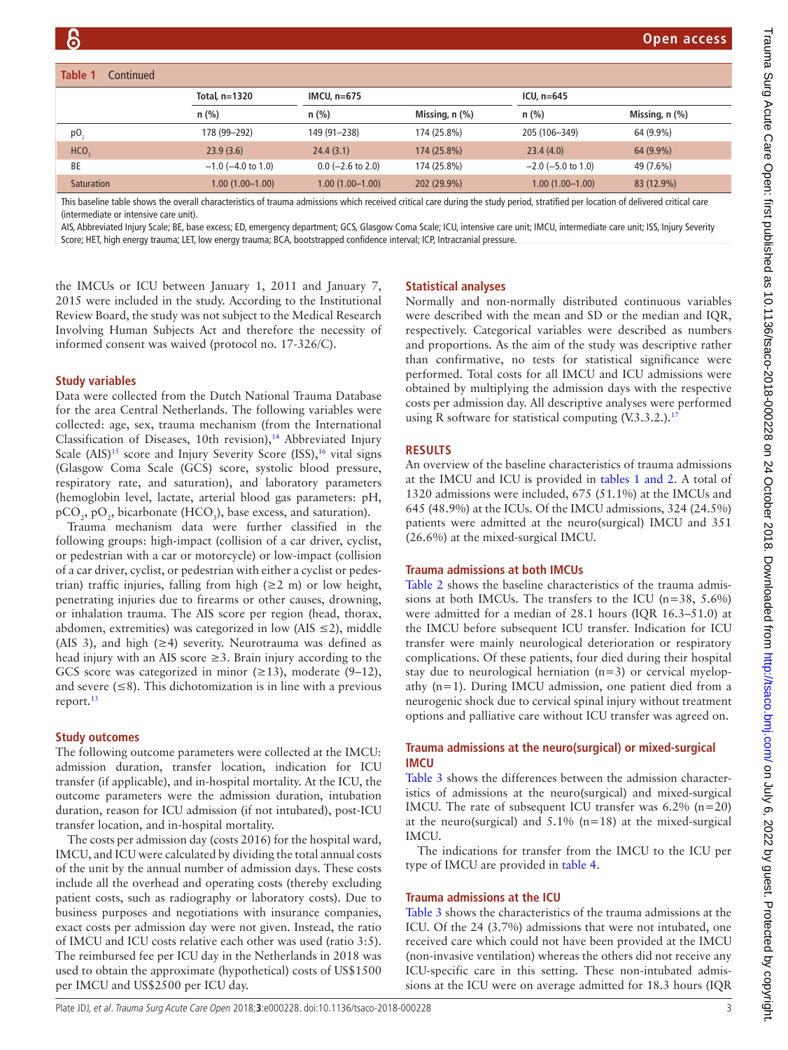**Table 1** Continued

| | Total, n=1320 | IMCU, n=675 | | ICU, n=645 | |
|---|---|---|---|---|---|
| | n (%) | n (%) | Missing, n (%) | n (%) | Missing, n (%) |
| $pO_2$ | 178 (99–292) | 149 (91–238) | 174 (25.8%) | 205 (106–349) | 64 (9.9%) |
| $HCO_3$ | 23.9 (3.6) | 24.4 (3.1) | 174 (25.8%) | 23.4 (4.0) | 64 (9.9%) |
| BE | −1.0 (−4.0 to 1.0) | 0.0 (−2.6 to 2.0) | 174 (25.8%) | −2.0 (−5.0 to 1.0) | 49 (7.6%) |
| Saturation | 1.00 (1.00–1.00) | 1.00 (1.00–1.00) | 202 (29.9%) | 1.00 (1.00–1.00) | 83 (12.9%) |

This baseline table shows the overall characteristics of trauma admissions which received critical care during the study period, stratified per location of delivered critical care (intermediate or intensive care unit).

AIS, Abbreviated Injury Scale; BE, base excess; ED, emergency department; GCS, Glasgow Coma Scale; ICU, intensive care unit; IMCU, intermediate care unit; ISS, Injury Severity Score; HET, high energy trauma; LET, low energy trauma; BCA, bootstrapped confidence interval; ICP, Intracranial pressure.

the IMCUs or ICU between January 1, 2011 and January 7, 2015 were included in the study. According to the Institutional Review Board, the study was not subject to the Medical Research Involving Human Subjects Act and therefore the necessity of informed consent was waived (protocol no. 17-326/C).

### Study variables

Data were collected from the Dutch National Trauma Database for the area Central Netherlands. The following variables were collected: age, sex, trauma mechanism (from the International Classification of Diseases, 10th revision),[14] Abbreviated Injury Scale (AIS)[15] score and Injury Severity Score (ISS),[16] vital signs (Glasgow Coma Scale (GCS) score, systolic blood pressure, respiratory rate, and saturation), and laboratory parameters (hemoglobin level, lactate, arterial blood gas parameters: pH, $pCO_2$, $pO_2$, bicarbonate ($HCO_3$), base excess, and saturation).

Trauma mechanism data were further classified in the following groups: high-impact (collision of a car driver, cyclist, or pedestrian with a car or motorcycle) or low-impact (collision of a car driver, cyclist, or pedestrian with either a cyclist or pedestrian) traffic injuries, falling from high (≥2 m) or low height, penetrating injuries due to firearms or other causes, drowning, or inhalation trauma. The AIS score per region (head, thorax, abdomen, extremities) was categorized in low (AIS ≤2), middle (AIS 3), and high (≥4) severity. Neurotrauma was defined as head injury with an AIS score ≥3. Brain injury according to the GCS score was categorized in minor (≥13), moderate (9–12), and severe (≤8). This dichotomization is in line with a previous report.[13]

### Study outcomes

The following outcome parameters were collected at the IMCU: admission duration, transfer location, indication for ICU transfer (if applicable), and in-hospital mortality. At the ICU, the outcome parameters were the admission duration, intubation duration, reason for ICU admission (if not intubated), post-ICU transfer location, and in-hospital mortality.

The costs per admission day (costs 2016) for the hospital ward, IMCU, and ICU were calculated by dividing the total annual costs of the unit by the annual number of admission days. These costs include all the overhead and operating costs (thereby excluding patient costs, such as radiography or laboratory costs). Due to business purposes and negotiations with insurance companies, exact costs per admission day were not given. Instead, the ratio of IMCU and ICU costs relative each other was used (ratio 3:5). The reimbursed fee per ICU day in the Netherlands in 2018 was used to obtain the approximate (hypothetical) costs of US$1500 per IMCU and US$2500 per ICU day.

### Statistical analyses

Normally and non-normally distributed continuous variables were described with the mean and SD or the median and IQR, respectively. Categorical variables were described as numbers and proportions. As the aim of the study was descriptive rather than confirmative, no tests for statistical significance were performed. Total costs for all IMCU and ICU admissions were obtained by multiplying the admission days with the respective costs per admission day. All descriptive analyses were performed using R software for statistical computing (V.3.3.2.).[17]

## RESULTS

An overview of the baseline characteristics of trauma admissions at the IMCU and ICU is provided in tables 1 and 2. A total of 1320 admissions were included, 675 (51.1%) at the IMCUs and 645 (48.9%) at the ICUs. Of the IMCU admissions, 324 (24.5%) patients were admitted at the neuro(surgical) IMCU and 351 (26.6%) at the mixed-surgical IMCU.

### Trauma admissions at both IMCUs

Table 2 shows the baseline characteristics of the trauma admissions at both IMCUs. The transfers to the ICU (n=38, 5.6%) were admitted for a median of 28.1 hours (IQR 16.3–51.0) at the IMCU before subsequent ICU transfer. Indication for ICU transfer were mainly neurological deterioration or respiratory complications. Of these patients, four died during their hospital stay due to neurological herniation (n=3) or cervical myelopathy (n=1). During IMCU admission, one patient died from a neurogenic shock due to cervical spinal injury without treatment options and palliative care without ICU transfer was agreed on.

### Trauma admissions at the neuro(surgical) or mixed-surgical IMCU

Table 3 shows the differences between the admission characteristics of admissions at the neuro(surgical) and mixed-surgical IMCU. The rate of subsequent ICU transfer was 6.2% (n=20) at the neuro(surgical) and 5.1% (n=18) at the mixed-surgical IMCU.

The indications for transfer from the IMCU to the ICU per type of IMCU are provided in table 4.

### Trauma admissions at the ICU

Table 3 shows the characteristics of the trauma admissions at the ICU. Of the 24 (3.7%) admissions that were not intubated, one received care which could not have been provided at the IMCU (non-invasive ventilation) whereas the others did not receive any ICU-specific care in this setting. These non-intubated admissions at the ICU were on average admitted for 18.3 hours (IQR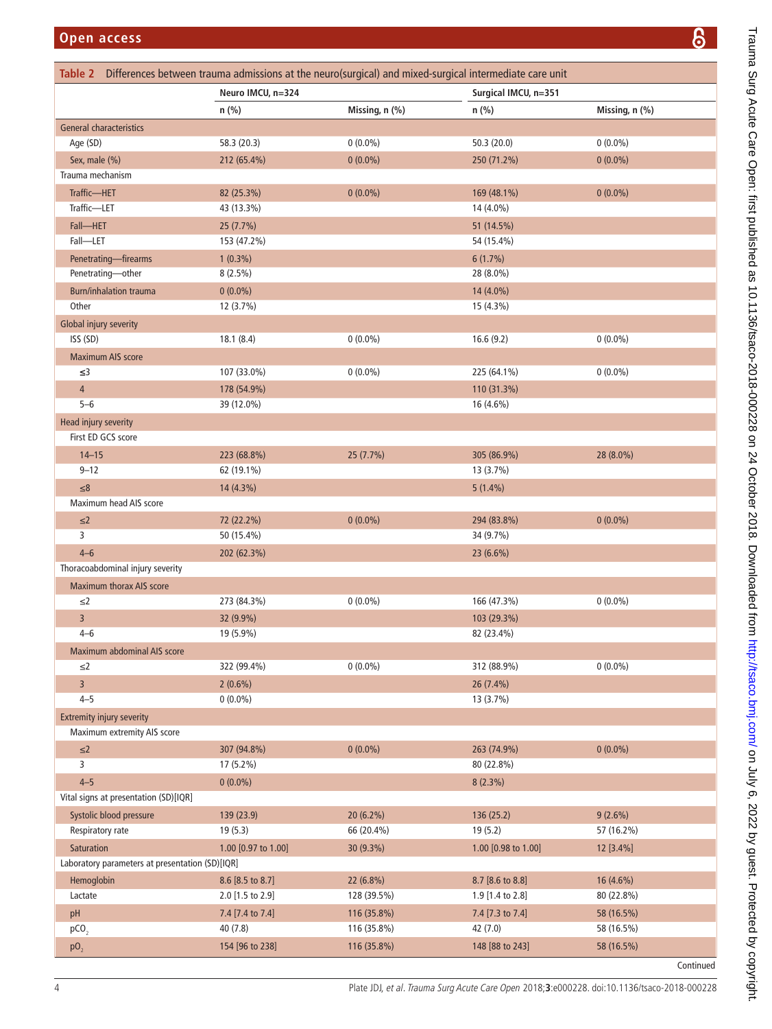**Table 2** Differences between trauma admissions at the neuro(surgical) and mixed-surgical intermediate care unit

| | Neuro IMCU, n=324 | | Surgical IMCU, n=351 | |
|---|---|---|---|---|
| | n (%) | Missing, n (%) | n (%) | Missing, n (%) |
| General characteristics | | | | |
| Age (SD) | 58.3 (20.3) | 0 (0.0%) | 50.3 (20.0) | 0 (0.0%) |
| Sex, male (%) | 212 (65.4%) | 0 (0.0%) | 250 (71.2%) | 0 (0.0%) |
| Trauma mechanism | | | | |
| Traffic—HET | 82 (25.3%) | 0 (0.0%) | 169 (48.1%) | 0 (0.0%) |
| Traffic—LET | 43 (13.3%) | | 14 (4.0%) | |
| Fall—HET | 25 (7.7%) | | 51 (14.5%) | |
| Fall—LET | 153 (47.2%) | | 54 (15.4%) | |
| Penetrating—firearms | 1 (0.3%) | | 6 (1.7%) | |
| Penetrating—other | 8 (2.5%) | | 28 (8.0%) | |
| Burn/inhalation trauma | 0 (0.0%) | | 14 (4.0%) | |
| Other | 12 (3.7%) | | 15 (4.3%) | |
| Global injury severity | | | | |
| ISS (SD) | 18.1 (8.4) | 0 (0.0%) | 16.6 (9.2) | 0 (0.0%) |
| Maximum AIS score | | | | |
| ≤3 | 107 (33.0%) | 0 (0.0%) | 225 (64.1%) | 0 (0.0%) |
| 4 | 178 (54.9%) | | 110 (31.3%) | |
| 5–6 | 39 (12.0%) | | 16 (4.6%) | |
| Head injury severity | | | | |
| First ED GCS score | | | | |
| 14–15 | 223 (68.8%) | 25 (7.7%) | 305 (86.9%) | 28 (8.0%) |
| 9–12 | 62 (19.1%) | | 13 (3.7%) | |
| ≤8 | 14 (4.3%) | | 5 (1.4%) | |
| Maximum head AIS score | | | | |
| ≤2 | 72 (22.2%) | 0 (0.0%) | 294 (83.8%) | 0 (0.0%) |
| 3 | 50 (15.4%) | | 34 (9.7%) | |
| 4–6 | 202 (62.3%) | | 23 (6.6%) | |
| Thoracoabdominal injury severity | | | | |
| Maximum thorax AIS score | | | | |
| ≤2 | 273 (84.3%) | 0 (0.0%) | 166 (47.3%) | 0 (0.0%) |
| 3 | 32 (9.9%) | | 103 (29.3%) | |
| 4–6 | 19 (5.9%) | | 82 (23.4%) | |
| Maximum abdominal AIS score | | | | |
| ≤2 | 322 (99.4%) | 0 (0.0%) | 312 (88.9%) | 0 (0.0%) |
| 3 | 2 (0.6%) | | 26 (7.4%) | |
| 4–5 | 0 (0.0%) | | 13 (3.7%) | |
| Extremity injury severity | | | | |
| Maximum extremity AIS score | | | | |
| ≤2 | 307 (94.8%) | 0 (0.0%) | 263 (74.9%) | 0 (0.0%) |
| 3 | 17 (5.2%) | | 80 (22.8%) | |
| 4–5 | 0 (0.0%) | | 8 (2.3%) | |
| Vital signs at presentation (SD)[IQR] | | | | |
| Systolic blood pressure | 139 (23.9) | 20 (6.2%) | 136 (25.2) | 9 (2.6%) |
| Respiratory rate | 19 (5.3) | 66 (20.4%) | 19 (5.2) | 57 (16.2%) |
| Saturation | 1.00 [0.97 to 1.00] | 30 (9.3%) | 1.00 [0.98 to 1.00] | 12 [3.4%] |
| Laboratory parameters at presentation (SD)[IQR] | | | | |
| Hemoglobin | 8.6 [8.5 to 8.7] | 22 (6.8%) | 8.7 [8.6 to 8.8] | 16 (4.6%) |
| Lactate | 2.0 [1.5 to 2.9] | 128 (39.5%) | 1.9 [1.4 to 2.8] | 80 (22.8%) |
| pH | 7.4 [7.4 to 7.4] | 116 (35.8%) | 7.4 [7.3 to 7.4] | 58 (16.5%) |
| $pCO_2$ | 40 (7.8) | 116 (35.8%) | 42 (7.0) | 58 (16.5%) |
| $pO_2$ | 154 [96 to 238] | 116 (35.8%) | 148 [88 to 243] | 58 (16.5%) |

Continued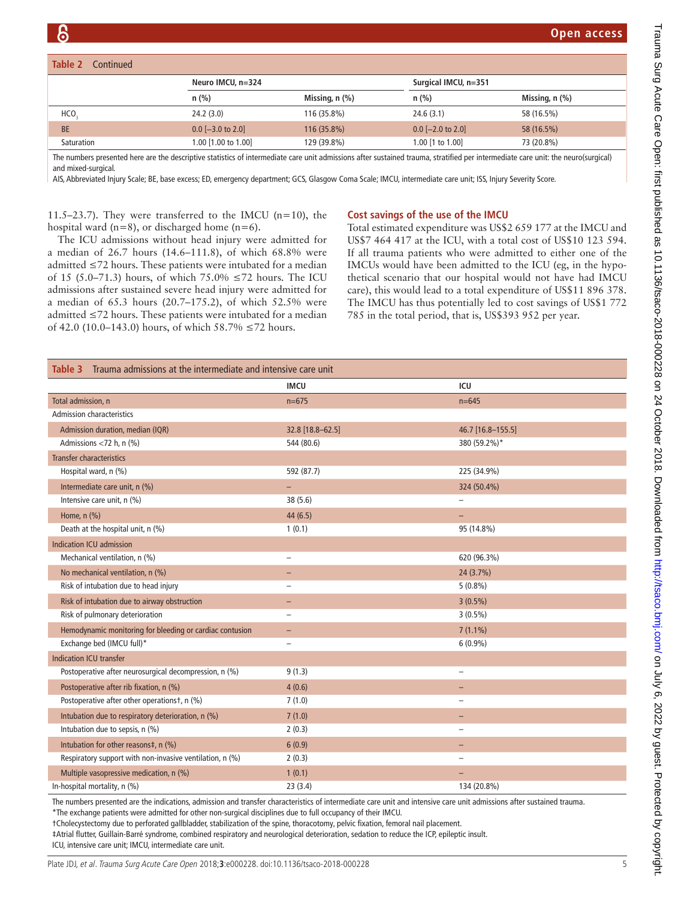**Table 2** Continued

| | Neuro IMCU, n=324 | | Surgical IMCU, n=351 | |
|---|---|---|---|---|
| | n (%) | Missing, n (%) | n (%) | Missing, n (%) |
| $HCO_3$ | 24.2 (3.0) | 116 (35.8%) | 24.6 (3.1) | 58 (16.5%) |
| BE | 0.0 [−3.0 to 2.0] | 116 (35.8%) | 0.0 [−2.0 to 2.0] | 58 (16.5%) |
| Saturation | 1.00 [1.00 to 1.00] | 129 (39.8%) | 1.00 [1 to 1.00] | 73 (20.8%) |

The numbers presented here are the descriptive statistics of intermediate care unit admissions after sustained trauma, stratified per intermediate care unit: the neuro(surgical) and mixed-surgical.

AIS, Abbreviated Injury Scale; BE, base excess; ED, emergency department; GCS, Glasgow Coma Scale; IMCU, intermediate care unit; ISS, Injury Severity Score.

11.5–23.7). They were transferred to the IMCU (n=10), the hospital ward (n=8), or discharged home (n=6).

The ICU admissions without head injury were admitted for a median of 26.7 hours (14.6–111.8), of which 68.8% were admitted ≤72 hours. These patients were intubated for a median of 15 (5.0–71.3) hours, of which 75.0% ≤72 hours. The ICU admissions after sustained severe head injury were admitted for a median of 65.3 hours (20.7–175.2), of which 52.5% were admitted ≤72 hours. These patients were intubated for a median of 42.0 (10.0–143.0) hours, of which 58.7% ≤72 hours.

### Cost savings of the use of the IMCU

Total estimated expenditure was US$2 659 177 at the IMCU and US$7 464 417 at the ICU, with a total cost of US$10 123 594. If all trauma patients who were admitted to either one of the IMCUs would have been admitted to the ICU (eg, in the hypothetical scenario that our hospital would not have had IMCU care), this would lead to a total expenditure of US$11 896 378. The IMCU has thus potentially led to cost savings of US$1 772 785 in the total period, that is, US$393 952 per year.

**Table 3** Trauma admissions at the intermediate and intensive care unit

| | IMCU | ICU |
|---|---|---|
| Total admission, n | n=675 | n=645 |
| Admission characteristics | | |
| Admission duration, median (IQR) | 32.8 [18.8–62.5] | 46.7 [16.8–155.5] |
| Admissions <72 h, n (%) | 544 (80.6) | 380 (59.2%)* |
| Transfer characteristics | | |
| Hospital ward, n (%) | 592 (87.7) | 225 (34.9%) |
| Intermediate care unit, n (%) | – | 324 (50.4%) |
| Intensive care unit, n (%) | 38 (5.6) | – |
| Home, n (%) | 44 (6.5) | – |
| Death at the hospital unit, n (%) | 1 (0.1) | 95 (14.8%) |
| Indication ICU admission | | |
| Mechanical ventilation, n (%) | – | 620 (96.3%) |
| No mechanical ventilation, n (%) | – | 24 (3.7%) |
| Risk of intubation due to head injury | – | 5 (0.8%) |
| Risk of intubation due to airway obstruction | – | 3 (0.5%) |
| Risk of pulmonary deterioration | – | 3 (0.5%) |
| Hemodynamic monitoring for bleeding or cardiac contusion | – | 7 (1.1%) |
| Exchange bed (IMCU full)* | – | 6 (0.9%) |
| Indication ICU transfer | | |
| Postoperative after neurosurgical decompression, n (%) | 9 (1.3) | – |
| Postoperative after rib fixation, n (%) | 4 (0.6) | – |
| Postoperative after other operations†, n (%) | 7 (1.0) | – |
| Intubation due to respiratory deterioration, n (%) | 7 (1.0) | – |
| Intubation due to sepsis, n (%) | 2 (0.3) | – |
| Intubation for other reasons‡, n (%) | 6 (0.9) | – |
| Respiratory support with non-invasive ventilation, n (%) | 2 (0.3) | – |
| Multiple vasopressive medication, n (%) | 1 (0.1) | – |
| In-hospital mortality, n (%) | 23 (3.4) | 134 (20.8%) |

The numbers presented are the indications, admission and transfer characteristics of intermediate care unit and intensive care unit admissions after sustained trauma.

*The exchange patients were admitted for other non-surgical disciplines due to full occupancy of their IMCU.

†Cholecystectomy due to perforated gallbladder, stabilization of the spine, thoracotomy, pelvic fixation, femoral nail placement.

‡Atrial flutter, Guillain-Barré syndrome, combined respiratory and neurological deterioration, sedation to reduce the ICP, epileptic insult.

ICU, intensive care unit; IMCU, intermediate care unit.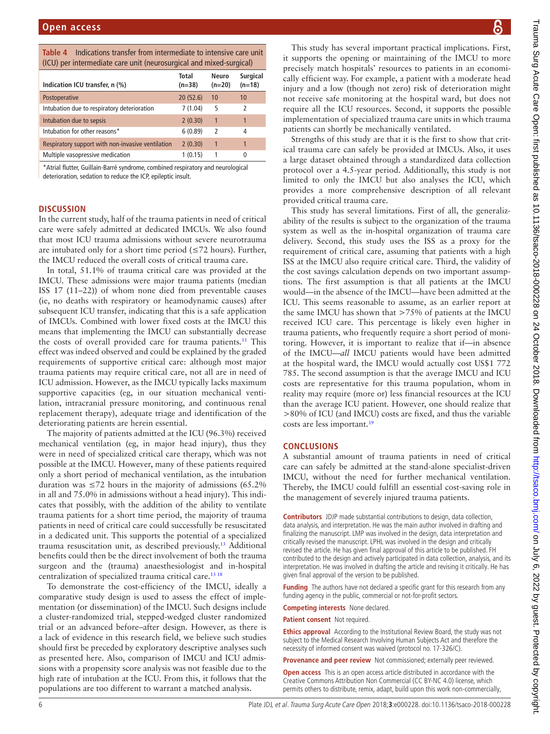**Table 4** Indications transfer from intermediate to intensive care unit (ICU) per intermediate care unit (neurosurgical and mixed-surgical)

| Indication ICU transfer, n (%) | Total (n=38) | Neuro (n=20) | Surgical (n=18) |
|---|---|---|---|
| Postoperative | 20 (52.6) | 10 | 10 |
| Intubation due to respiratory deterioration | 7 (1.04) | 5 | 2 |
| Intubation due to sepsis | 2 (0.30) | 1 | 1 |
| Intubation for other reasons* | 6 (0.89) | 2 | 4 |
| Respiratory support with non-invasive ventilation | 2 (0.30) | 1 | 1 |
| Multiple vasopressive medication | 1 (0.15) | 1 | 0 |

*Atrial flutter, Guillain-Barré syndrome, combined respiratory and neurological deterioration, sedation to reduce the ICP, epileptic insult.

## DISCUSSION

In the current study, half of the trauma patients in need of critical care were safely admitted at dedicated IMCUs. We also found that most ICU trauma admissions without severe neurotrauma are intubated only for a short time period (≤72 hours). Further, the IMCU reduced the overall costs of critical trauma care.

In total, 51.1% of trauma critical care was provided at the IMCU. These admissions were major trauma patients (median ISS 17 (11–22)) of whom none died from preventable causes (ie, no deaths with respiratory or heamodynamic causes) after subsequent ICU transfer, indicating that this is a safe application of IMCUs. Combined with lower fixed costs at the IMCU this means that implementing the IMCU can substantially decrease the costs of overall provided care for trauma patients.[11] This effect was indeed observed and could be explained by the graded requirements of supportive critical care: although most major trauma patients may require critical care, not all are in need of ICU admission. However, as the IMCU typically lacks maximum supportive capacities (eg, in our situation mechanical ventilation, intracranial pressure monitoring, and continuous renal replacement therapy), adequate triage and identification of the deteriorating patients are herein essential.

The majority of patients admitted at the ICU (96.3%) received mechanical ventilation (eg, in major head injury), thus they were in need of specialized critical care therapy, which was not possible at the IMCU. However, many of these patients required only a short period of mechanical ventilation, as the intubation duration was ≤72 hours in the majority of admissions (65.2% in all and 75.0% in admissions without a head injury). This indicates that possibly, with the addition of the ability to ventilate trauma patients for a short time period, the majority of trauma patients in need of critical care could successfully be resuscitated in a dedicated unit. This supports the potential of a specialized trauma resuscitation unit, as described previously.[13] Additional benefits could then be the direct involvement of both the trauma surgeon and the (trauma) anaesthesiologist and in-hospital centralization of specialized trauma critical care.[13,18]

To demonstrate the cost-efficiency of the IMCU, ideally a comparative study design is used to assess the effect of implementation (or dissemination) of the IMCU. Such designs include a cluster-randomized trial, stepped-wedged cluster randomized trial or an advanced before–after design. However, as there is a lack of evidence in this research field, we believe such studies should first be preceded by exploratory descriptive analyses such as presented here. Also, comparison of IMCU and ICU admissions with a propensity score analysis was not feasible due to the high rate of intubation at the ICU. From this, it follows that the populations are too different to warrant a matched analysis.

This study has several important practical implications. First, it supports the opening or maintaining of the IMCU to more precisely match hospitals' resources to patients in an economically efficient way. For example, a patient with a moderate head injury and a low (though not zero) risk of deterioration might not receive safe monitoring at the hospital ward, but does not require all the ICU resources. Second, it supports the possible implementation of specialized trauma care units in which trauma patients can shortly be mechanically ventilated.

Strengths of this study are that it is the first to show that critical trauma care can safely be provided at IMCUs. Also, it uses a large dataset obtained through a standardized data collection protocol over a 4.5-year period. Additionally, this study is not limited to only the IMCU but also analyses the ICU, which provides a more comprehensive description of all relevant provided critical trauma care.

This study has several limitations. First of all, the generalizability of the results is subject to the organization of the trauma system as well as the in-hospital organization of trauma care delivery. Second, this study uses the ISS as a proxy for the requirement of critical care, assuming that patients with a high ISS at the IMCU also require critical care. Third, the validity of the cost savings calculation depends on two important assumptions. The first assumption is that all patients at the IMCU would—in the absence of the IMCU—have been admitted at the ICU. This seems reasonable to assume, as an earlier report at the same IMCU has shown that >75% of patients at the IMCU received ICU care. This percentage is likely even higher in trauma patients, who frequently require a short period of monitoring. However, it is important to realize that if—in absence of the IMCU—*all* IMCU patients would have been admitted at the hospital ward, the IMCU would actually cost US$1 772 785. The second assumption is that the average IMCU and ICU costs are representative for this trauma population, whom in reality may require (more or) less financial resources at the ICU than the average ICU patient. However, one should realize that >80% of ICU (and IMCU) costs are fixed, and thus the variable costs are less important.[19]

## CONCLUSIONS

A substantial amount of trauma patients in need of critical care can safely be admitted at the stand-alone specialist-driven IMCU, without the need for further mechanical ventilation. Thereby, the IMCU could fulfill an essential cost-saving role in the management of severely injured trauma patients.

**Contributors** JDJP made substantial contributions to design, data collection, data analysis, and interpretation. He was the main author involved in drafting and finalizing the manuscript. LMP was involved in the design, data interpretation and critically revised the manuscript. LPHL was involved in the design and critically revised the article. He has given final approval of this article to be published. FH contributed to the design and actively participated in data collection, analysis, and its interpretation. He was involved in drafting the article and revising it critically. He has given final approval of the version to be published.

**Funding** The authors have not declared a specific grant for this research from any funding agency in the public, commercial or not-for-profit sectors.

**Competing interests** None declared.

**Patient consent** Not required.

**Ethics approval** According to the Institutional Review Board, the study was not subject to the Medical Research Involving Human Subjects Act and therefore the necessity of informed consent was waived (protocol no. 17-326/C).

**Provenance and peer review** Not commissioned; externally peer reviewed.

**Open access** This is an open access article distributed in accordance with the Creative Commons Attribution Non Commercial (CC BY-NC 4.0) license, which permits others to distribute, remix, adapt, build upon this work non-commercially,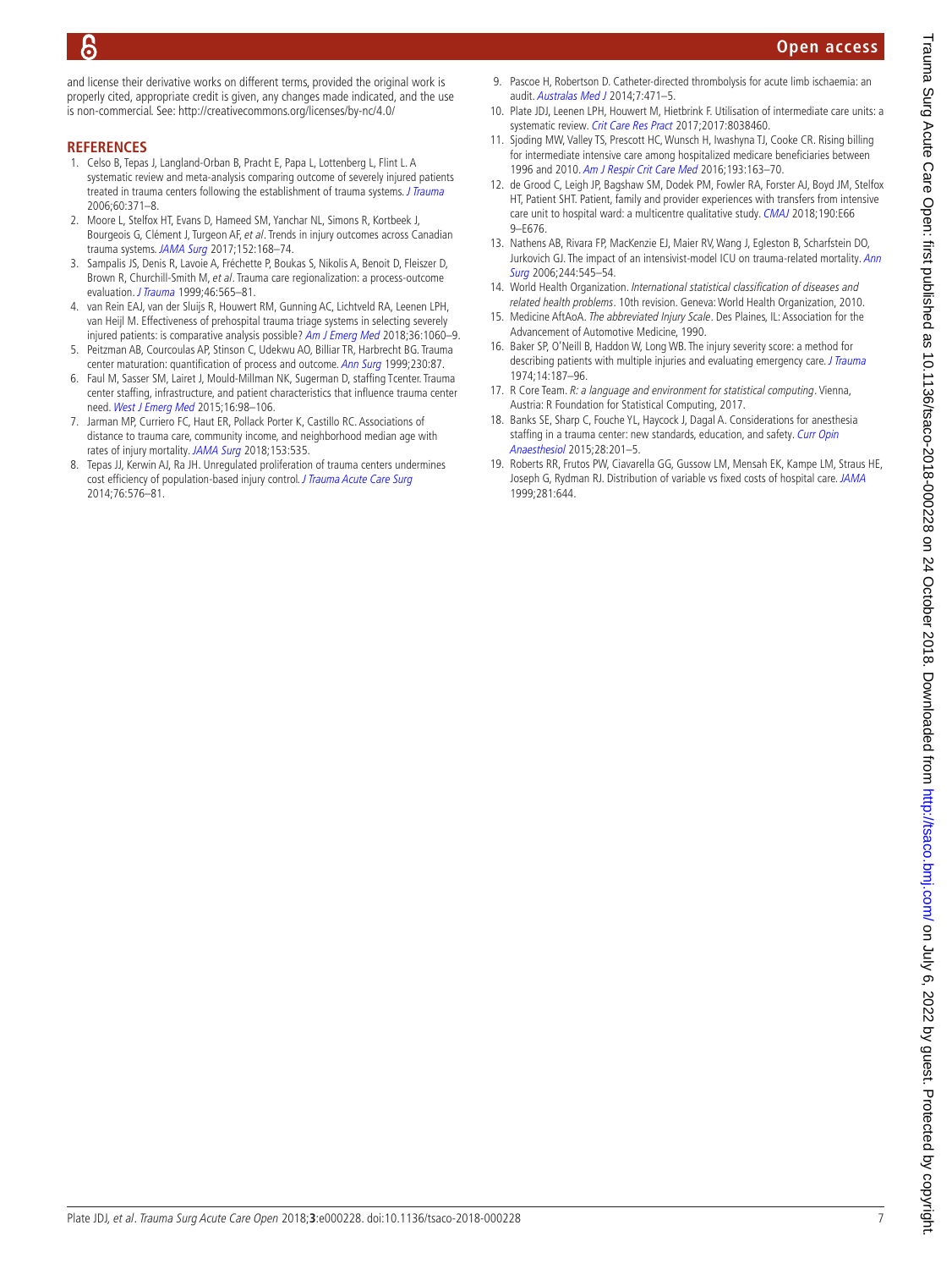and license their derivative works on different terms, provided the original work is properly cited, appropriate credit is given, any changes made indicated, and the use is non-commercial. See: http://creativecommons.org/licenses/by-nc/4.0/

## REFERENCES

1. Celso B, Tepas J, Langland-Orban B, Pracht E, Papa L, Lottenberg L, Flint L. A systematic review and meta-analysis comparing outcome of severely injured patients treated in trauma centers following the establishment of trauma systems. *J Trauma* 2006;60:371–8.
2. Moore L, Stelfox HT, Evans D, Hameed SM, Yanchar NL, Simons R, Kortbeek J, Bourgeois G, Clément J, Turgeon AF, *et al*. Trends in injury outcomes across Canadian trauma systems. *JAMA Surg* 2017;152:168–74.
3. Sampalis JS, Denis R, Lavoie A, Fréchette P, Boukas S, Nikolis A, Benoit D, Fleiszer D, Brown R, Churchill-Smith M, *et al*. Trauma care regionalization: a process-outcome evaluation. *J Trauma* 1999;46:565–81.
4. van Rein EAJ, van der Sluijs R, Houwert RM, Gunning AC, Lichtveld RA, Leenen LPH, van Heijl M. Effectiveness of prehospital trauma triage systems in selecting severely injured patients: is comparative analysis possible? *Am J Emerg Med* 2018;36:1060–9.
5. Peitzman AB, Courcoulas AP, Stinson C, Udekwu AO, Billiar TR, Harbrecht BG. Trauma center maturation: quantification of process and outcome. *Ann Surg* 1999;230:87.
6. Faul M, Sasser SM, Lairet J, Mould-Millman NK, Sugerman D, staffing Tcenter. Trauma center staffing, infrastructure, and patient characteristics that influence trauma center need. *West J Emerg Med* 2015;16:98–106.
7. Jarman MP, Curriero FC, Haut ER, Pollack Porter K, Castillo RC. Associations of distance to trauma care, community income, and neighborhood median age with rates of injury mortality. *JAMA Surg* 2018;153:535.
8. Tepas JJ, Kerwin AJ, Ra JH. Unregulated proliferation of trauma centers undermines cost efficiency of population-based injury control. *J Trauma Acute Care Surg* 2014;76:576–81.
9. Pascoe H, Robertson D. Catheter-directed thrombolysis for acute limb ischaemia: an audit. *Australas Med J* 2014;7:471–5.
10. Plate JDJ, Leenen LPH, Houwert M, Hietbrink F. Utilisation of intermediate care units: a systematic review. *Crit Care Res Pract* 2017;2017:8038460.
11. Sjoding MW, Valley TS, Prescott HC, Wunsch H, Iwashyna TJ, Cooke CR. Rising billing for intermediate intensive care among hospitalized medicare beneficiaries between 1996 and 2010. *Am J Respir Crit Care Med* 2016;193:163–70.
12. de Grood C, Leigh JP, Bagshaw SM, Dodek PM, Fowler RA, Forster AJ, Boyd JM, Stelfox HT, Patient SHT. Patient, family and provider experiences with transfers from intensive care unit to hospital ward: a multicentre qualitative study. *CMAJ* 2018;190:E669–E676.
13. Nathens AB, Rivara FP, MacKenzie EJ, Maier RV, Wang J, Egleston B, Scharfstein DO, Jurkovich GJ. The impact of an intensivist-model ICU on trauma-related mortality. *Ann Surg* 2006;244:545–54.
14. World Health Organization. *International statistical classification of diseases and related health problems*. 10th revision. Geneva: World Health Organization, 2010.
15. Medicine AftAoA. *The abbreviated Injury Scale*. Des Plaines, IL: Association for the Advancement of Automotive Medicine, 1990.
16. Baker SP, O'Neill B, Haddon W, Long WB. The injury severity score: a method for describing patients with multiple injuries and evaluating emergency care. *J Trauma* 1974;14:187–96.
17. R Core Team. *R: a language and environment for statistical computing*. Vienna, Austria: R Foundation for Statistical Computing, 2017.
18. Banks SE, Sharp C, Fouche YL, Haycock J, Dagal A. Considerations for anesthesia staffing in a trauma center: new standards, education, and safety. *Curr Opin Anaesthesiol* 2015;28:201–5.
19. Roberts RR, Frutos PW, Ciavarella GG, Gussow LM, Mensah EK, Kampe LM, Straus HE, Joseph G, Rydman RJ. Distribution of variable vs fixed costs of hospital care. *JAMA* 1999;281:644.